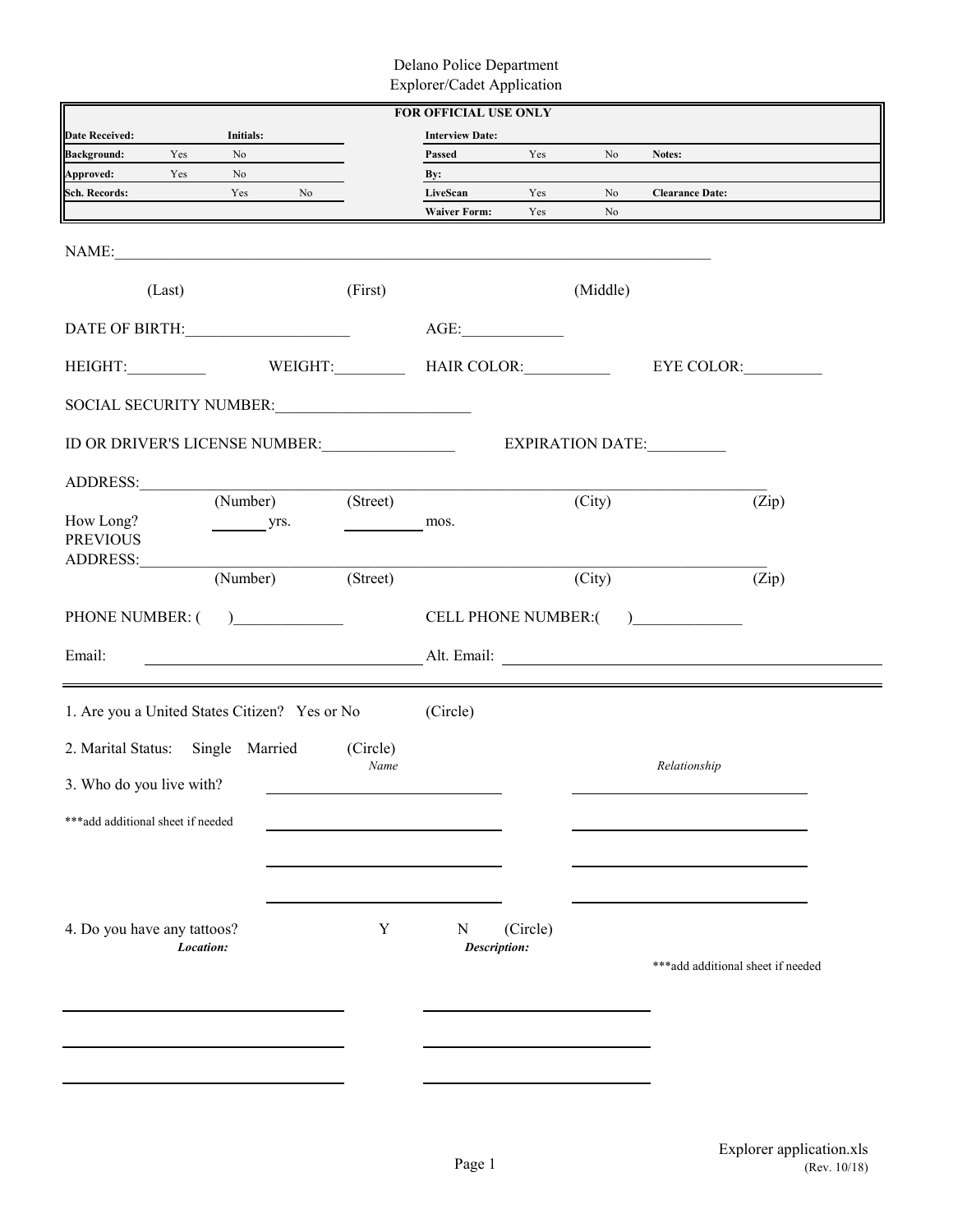Delano Police Department
Explorer/Cadet Application

| FOR OFFICIAL USE ONLY | | | | | | | | |
|---|---|---|---|---|---|---|---|---|
| **Date Received:** | | **Initials:** | | **Interview Date:** | | | | |
| **Background:** | Yes | No | | **Passed** | Yes | No | **Notes:** | |
| **Approved:** | Yes | No | | **By:** | | | | |
| **Sch. Records:** | | Yes | No | **LiveScan** | Yes | No | **Clearance Date:** | |
| | | | | **Waiver Form:** | Yes | No | | |

NAME:_______________________________________________________________________________

(Last) (First) (Middle)

DATE OF BIRTH:_____________________ AGE:_____________

HEIGHT:__________ WEIGHT:_________ HAIR COLOR:___________ EYE COLOR:__________

SOCIAL SECURITY NUMBER:_________________________

ID OR DRIVER'S LICENSE NUMBER:_________________ EXPIRATION DATE:__________

ADDRESS:_______________________________________________________________________________

(Number) (Street) (City) (Zip)

How Long? _______ yrs. __________ mos.

PREVIOUS ADDRESS:_______________________________________________________________________________

(Number) (Street) (City) (Zip)

PHONE NUMBER: ( )______________ CELL PHONE NUMBER:( )______________

Email: ___________________________________ Alt. Email: ______________________________________________

---

1. Are you a United States Citizen? Yes or No (Circle)

2. Marital Status: Single Married (Circle)

3. Who do you live with?

***add additional sheet if needed

| *Name* | *Relationship* |
|---|---|
| | |
| | |
| | |
| | |

4. Do you have any tattoos? Y N (Circle)

***add additional sheet if needed

| ***Location:*** | ***Description:*** |
|---|---|
| | |
| | |
| | |

Explorer application.xls
(Rev. 10/18)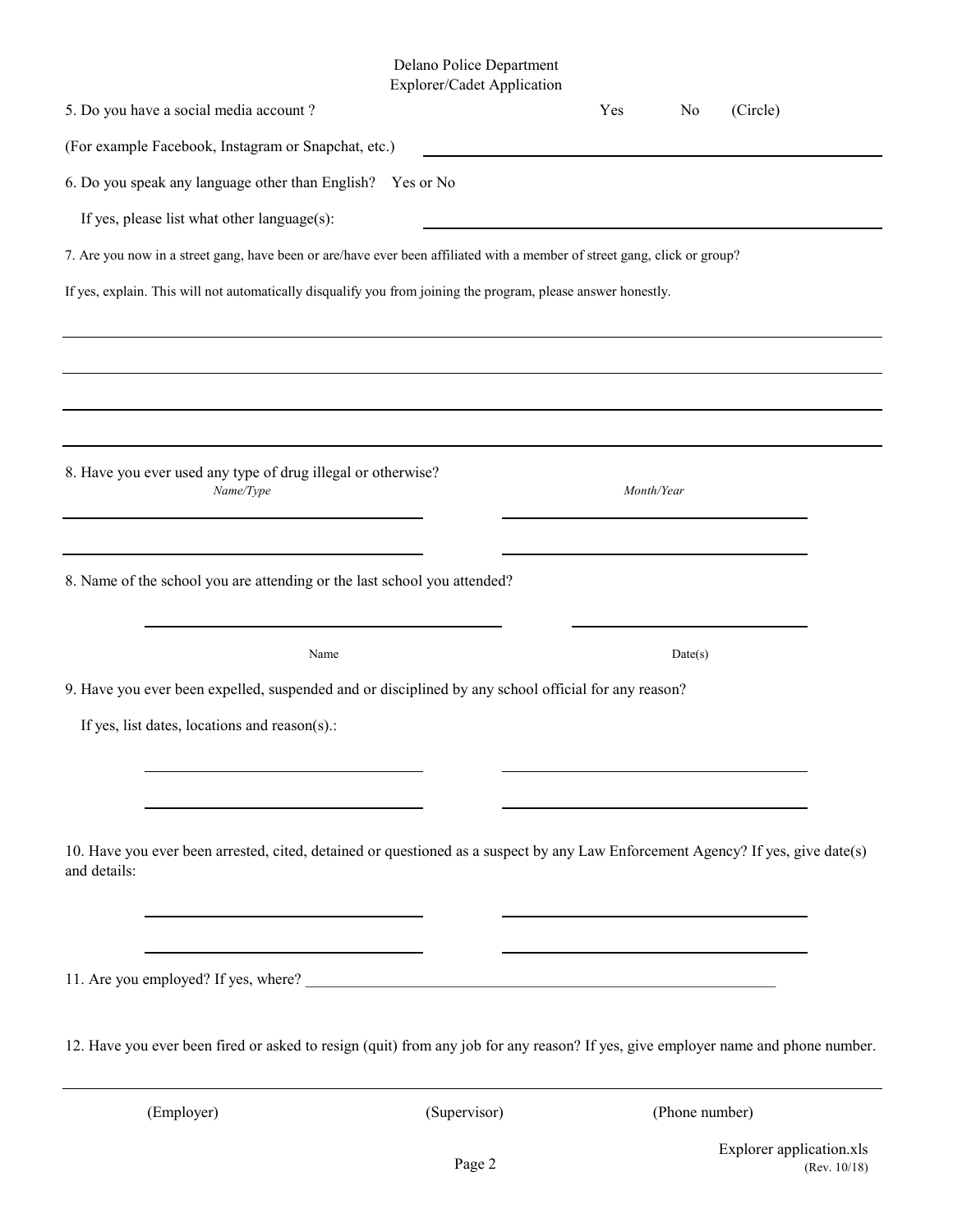Delano Police Department
Explorer/Cadet Application

5. Do you have a social media account ? Yes No (Circle)

(For example Facebook, Instagram or Snapchat, etc.) ______________________________

6. Do you speak any language other than English? Yes or No

If yes, please list what other language(s): ______________________________

7. Are you now in a street gang, have been or are/have ever been affiliated with a member of street gang, click or group?

If yes, explain. This will not automatically disqualify you from joining the program, please answer honestly.

______________________________

______________________________

______________________________

______________________________

8. Have you ever used any type of drug illegal or otherwise?

| *Name/Type* | *Month/Year* |
|---|---|
| | |
| | |

8. Name of the school you are attending or the last school you attended?

| Name | Date(s) |
|---|---|
| | |

9. Have you ever been expelled, suspended and or disciplined by any school official for any reason?

If yes, list dates, locations and reason(s).:

______________________________ ______________________________

______________________________ ______________________________

10. Have you ever been arrested, cited, detained or questioned as a suspect by any Law Enforcement Agency? If yes, give date(s) and details:

______________________________ ______________________________

______________________________ ______________________________

11. Are you employed? If yes, where? ______________________________

12. Have you ever been fired or asked to resign (quit) from any job for any reason? If yes, give employer name and phone number.

______________________________

(Employer) (Supervisor) (Phone number)

Explorer application.xls
(Rev. 10/18)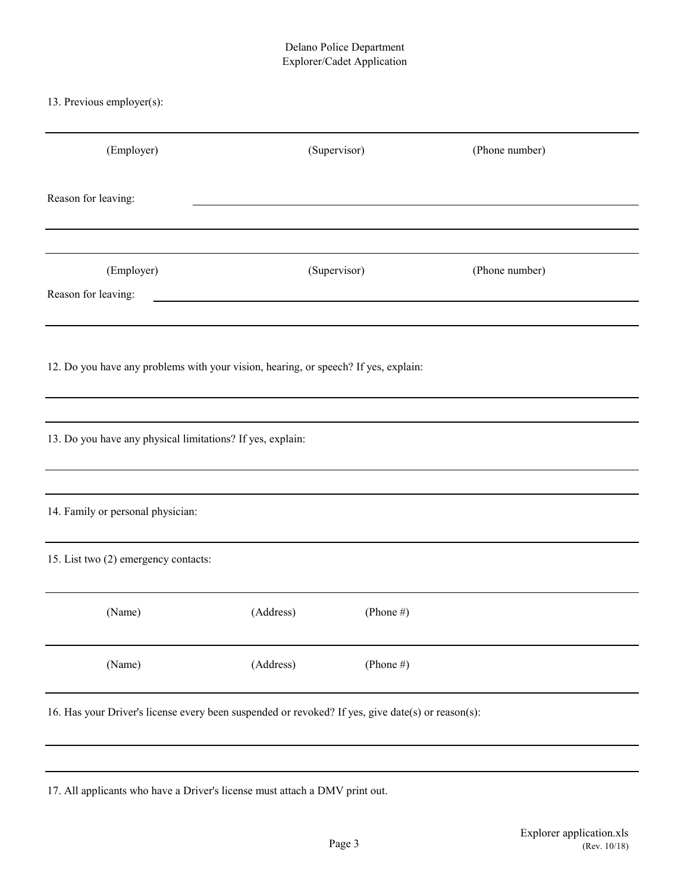Delano Police Department
Explorer/Cadet Application

13. Previous employer(s):

| (Employer) | (Supervisor) | (Phone number) |
|---|---|---|

Reason for leaving: ______________________________

| (Employer) | (Supervisor) | (Phone number) |
|---|---|---|

Reason for leaving: ______________________________

12. Do you have any problems with your vision, hearing, or speech? If yes, explain:

13. Do you have any physical limitations? If yes, explain:

14. Family or personal physician:

15. List two (2) emergency contacts:

| (Name) | (Address) | (Phone #) |
|---|---|---|
| (Name) | (Address) | (Phone #) |

16. Has your Driver's license every been suspended or revoked? If yes, give date(s) or reason(s):

17. All applicants who have a Driver's license must attach a DMV print out.

Explorer application.xls
(Rev. 10/18)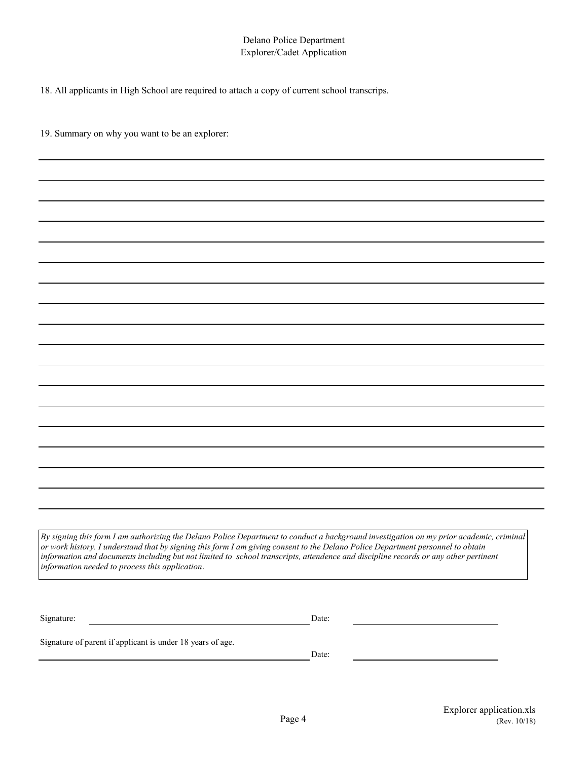Delano Police Department
Explorer/Cadet Application

18. All applicants in High School are required to attach a copy of current school transcrips.

19. Summary on why you want to be an explorer:

_______________________________________________________________________________

_______________________________________________________________________________

_______________________________________________________________________________

_______________________________________________________________________________

_______________________________________________________________________________

_______________________________________________________________________________

_______________________________________________________________________________

_______________________________________________________________________________

_______________________________________________________________________________

_______________________________________________________________________________

_______________________________________________________________________________

_______________________________________________________________________________

_______________________________________________________________________________

_______________________________________________________________________________

_______________________________________________________________________________

_______________________________________________________________________________

_______________________________________________________________________________

*By signing this form I am authorizing the Delano Police Department to conduct a background investigation on my prior academic, criminal or work history. I understand that by signing this form I am giving consent to the Delano Police Department personnel to obtain information and documents including but not limited to school transcripts, attendence and discipline records or any other pertinent information needed to process this application.*

Signature: ______________________________ Date: ____________________

Signature of parent if applicant is under 18 years of age.

______________________________ Date: ____________________

Explorer application.xls
(Rev. 10/18)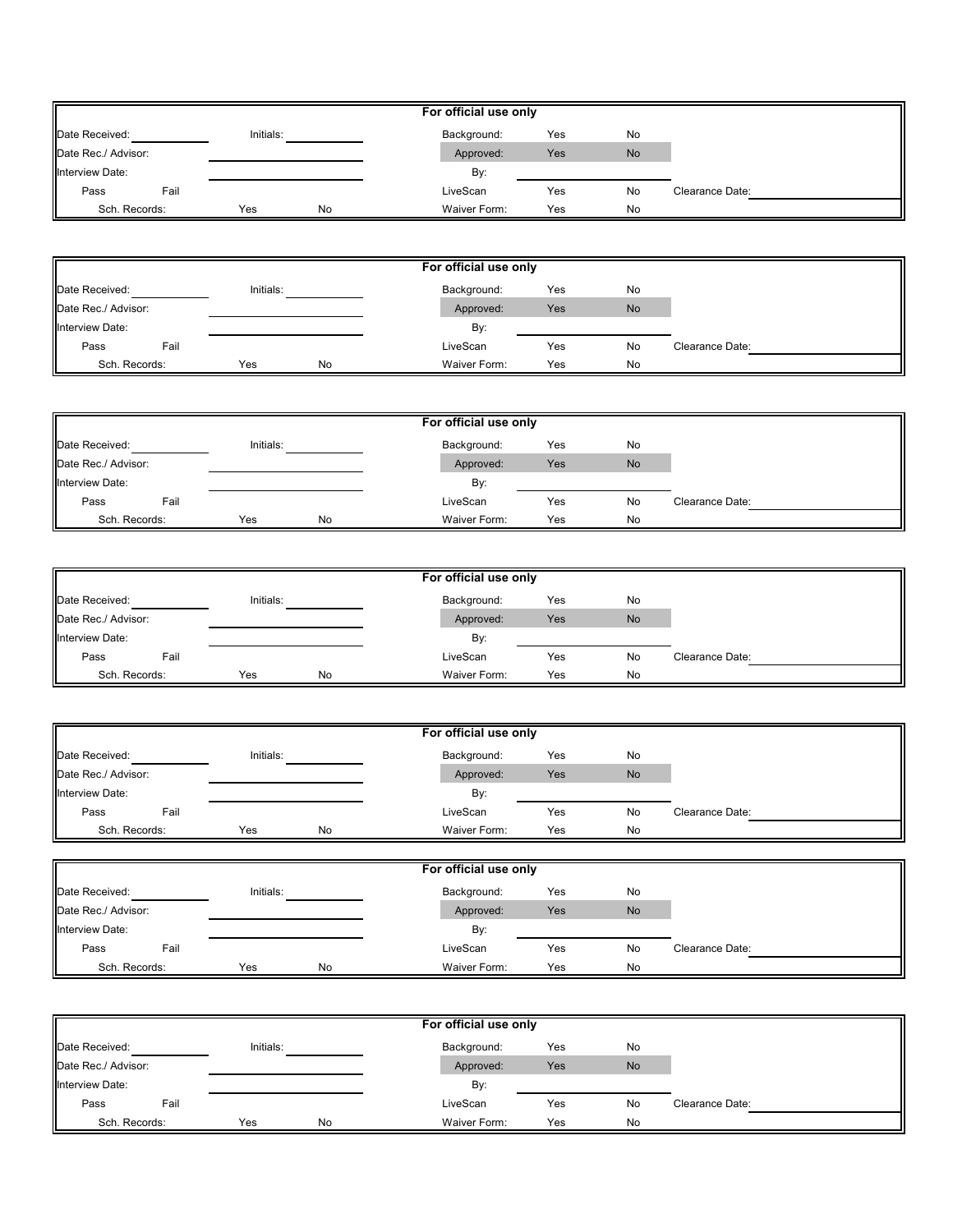| For official use only | | | | | | | |
|---|---|---|---|---|---|---|---|
| Date Received: | | Initials: | | Background: | Yes | No | |
| Date Rec./ Advisor: | | | | Approved: | Yes | No | |
| Interview Date: | | | | By: | | | |
| Pass | Fail | | | LiveScan | Yes | No | Clearance Date: |
| Sch. Records: | | Yes | No | Waiver Form: | Yes | No | |

| For official use only | | | | | | | |
|---|---|---|---|---|---|---|---|
| Date Received: | | Initials: | | Background: | Yes | No | |
| Date Rec./ Advisor: | | | | Approved: | Yes | No | |
| Interview Date: | | | | By: | | | |
| Pass | Fail | | | LiveScan | Yes | No | Clearance Date: |
| Sch. Records: | | Yes | No | Waiver Form: | Yes | No | |

| For official use only | | | | | | | |
|---|---|---|---|---|---|---|---|
| Date Received: | | Initials: | | Background: | Yes | No | |
| Date Rec./ Advisor: | | | | Approved: | Yes | No | |
| Interview Date: | | | | By: | | | |
| Pass | Fail | | | LiveScan | Yes | No | Clearance Date: |
| Sch. Records: | | Yes | No | Waiver Form: | Yes | No | |

| For official use only | | | | | | | |
|---|---|---|---|---|---|---|---|
| Date Received: | | Initials: | | Background: | Yes | No | |
| Date Rec./ Advisor: | | | | Approved: | Yes | No | |
| Interview Date: | | | | By: | | | |
| Pass | Fail | | | LiveScan | Yes | No | Clearance Date: |
| Sch. Records: | | Yes | No | Waiver Form: | Yes | No | |

| For official use only | | | | | | | |
|---|---|---|---|---|---|---|---|
| Date Received: | | Initials: | | Background: | Yes | No | |
| Date Rec./ Advisor: | | | | Approved: | Yes | No | |
| Interview Date: | | | | By: | | | |
| Pass | Fail | | | LiveScan | Yes | No | Clearance Date: |
| Sch. Records: | | Yes | No | Waiver Form: | Yes | No | |

| For official use only | | | | | | | |
|---|---|---|---|---|---|---|---|
| Date Received: | | Initials: | | Background: | Yes | No | |
| Date Rec./ Advisor: | | | | Approved: | Yes | No | |
| Interview Date: | | | | By: | | | |
| Pass | Fail | | | LiveScan | Yes | No | Clearance Date: |
| Sch. Records: | | Yes | No | Waiver Form: | Yes | No | |

| For official use only | | | | | | | |
|---|---|---|---|---|---|---|---|
| Date Received: | | Initials: | | Background: | Yes | No | |
| Date Rec./ Advisor: | | | | Approved: | Yes | No | |
| Interview Date: | | | | By: | | | |
| Pass | Fail | | | LiveScan | Yes | No | Clearance Date: |
| Sch. Records: | | Yes | No | Waiver Form: | Yes | No | |